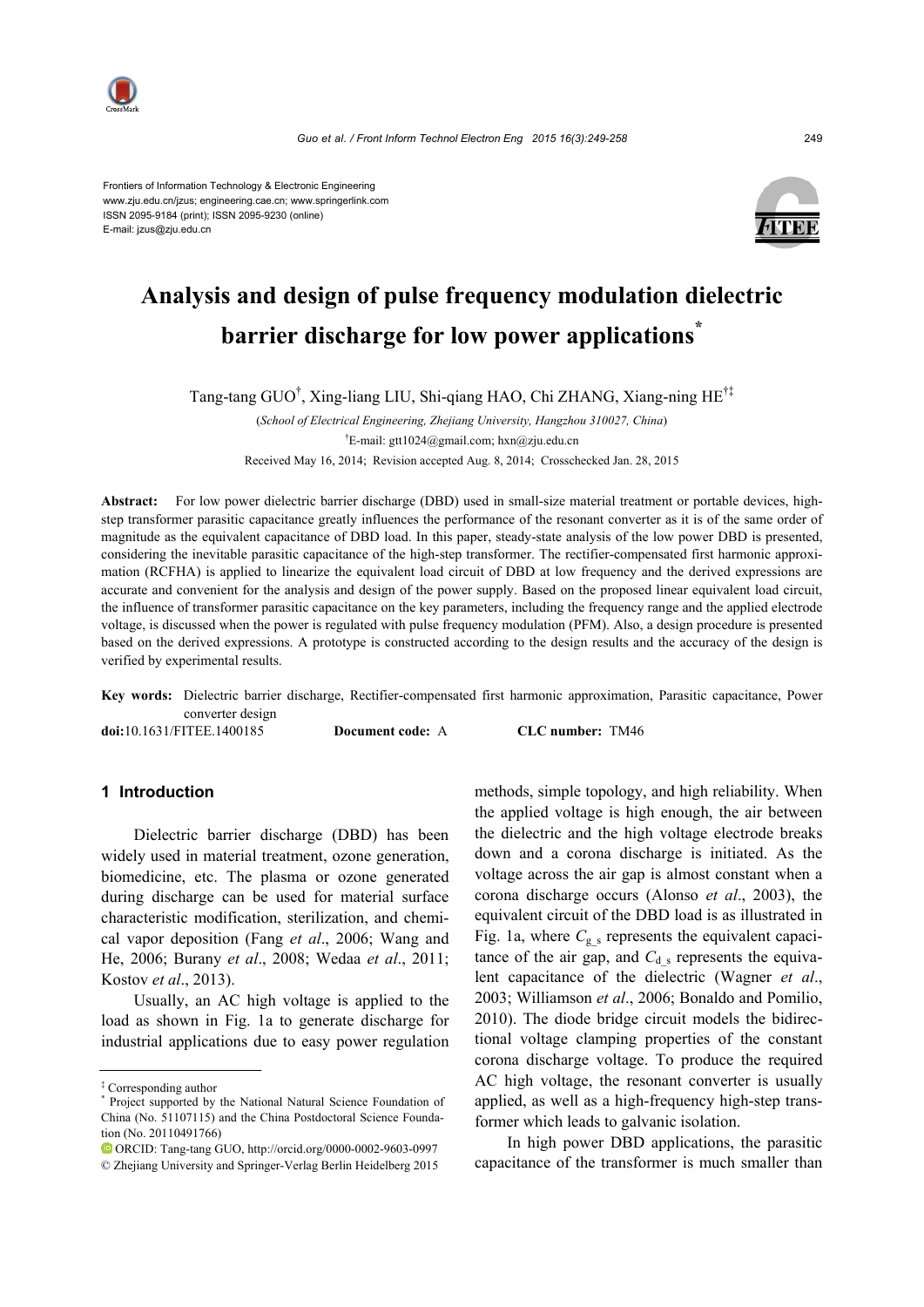Frontiers of Information Technology & Electronic Engineering
www.zju.edu.cn/jzus; engineering.cae.cn; www.springerlink.com
ISSN 2095-9184 (print); ISSN 2095-9230 (online)
E-mail: jzus@zju.edu.cn

# Analysis and design of pulse frequency modulation dielectric barrier discharge for low power applications*

Tang-tang GUO†, Xing-liang LIU, Shi-qiang HAO, Chi ZHANG, Xiang-ning HE†‡

(*School of Electrical Engineering, Zhejiang University, Hangzhou 310027, China*)

†E-mail: gtt1024@gmail.com; hxn@zju.edu.cn

Received May 16, 2014; Revision accepted Aug. 8, 2014; Crosschecked Jan. 28, 2015

**Abstract:** For low power dielectric barrier discharge (DBD) used in small-size material treatment or portable devices, high-step transformer parasitic capacitance greatly influences the performance of the resonant converter as it is of the same order of magnitude as the equivalent capacitance of DBD load. In this paper, steady-state analysis of the low power DBD is presented, considering the inevitable parasitic capacitance of the high-step transformer. The rectifier-compensated first harmonic approximation (RCFHA) is applied to linearize the equivalent load circuit of DBD at low frequency and the derived expressions are accurate and convenient for the analysis and design of the power supply. Based on the proposed linear equivalent load circuit, the influence of transformer parasitic capacitance on the key parameters, including the frequency range and the applied electrode voltage, is discussed when the power is regulated with pulse frequency modulation (PFM). Also, a design procedure is presented based on the derived expressions. A prototype is constructed according to the design results and the accuracy of the design is verified by experimental results.

**Key words:** Dielectric barrier discharge, Rectifier-compensated first harmonic approximation, Parasitic capacitance, Power converter design

**doi:**10.1631/FITEE.1400185 **Document code:** A **CLC number:** TM46

## 1 Introduction

Dielectric barrier discharge (DBD) has been widely used in material treatment, ozone generation, biomedicine, etc. The plasma or ozone generated during discharge can be used for material surface characteristic modification, sterilization, and chemical vapor deposition (Fang *et al*., 2006; Wang and He, 2006; Burany *et al*., 2008; Wedaa *et al*., 2011; Kostov *et al*., 2013).

Usually, an AC high voltage is applied to the load as shown in Fig. 1a to generate discharge for industrial applications due to easy power regulation methods, simple topology, and high reliability. When the applied voltage is high enough, the air between the dielectric and the high voltage electrode breaks down and a corona discharge is initiated. As the voltage across the air gap is almost constant when a corona discharge occurs (Alonso *et al*., 2003), the equivalent circuit of the DBD load is as illustrated in Fig. 1a, where $C_{g\_s}$ represents the equivalent capacitance of the air gap, and $C_{d\_s}$ represents the equivalent capacitance of the dielectric (Wagner *et al*., 2003; Williamson *et al*., 2006; Bonaldo and Pomilio, 2010). The diode bridge circuit models the bidirectional voltage clamping properties of the constant corona discharge voltage. To produce the required AC high voltage, the resonant converter is usually applied, as well as a high-frequency high-step transformer which leads to galvanic isolation.

In high power DBD applications, the parasitic capacitance of the transformer is much smaller than

---

‡ Corresponding author

\* Project supported by the National Natural Science Foundation of China (No. 51107115) and the China Postdoctoral Science Foundation (No. 20110491766)

ORCID: Tang-tang GUO, http://orcid.org/0000-0002-9603-0997

© Zhejiang University and Springer-Verlag Berlin Heidelberg 2015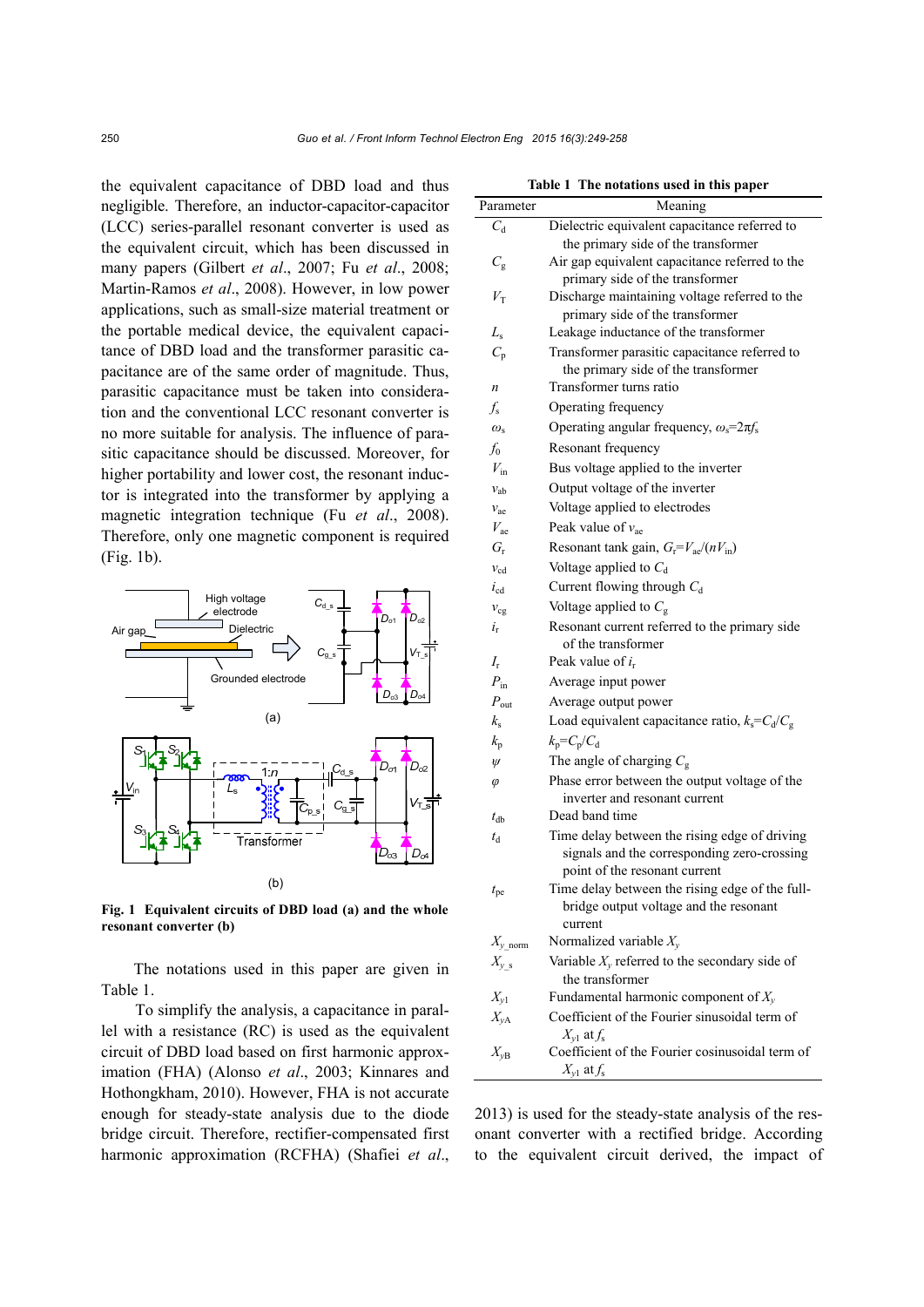the equivalent capacitance of DBD load and thus negligible. Therefore, an inductor-capacitor-capacitor (LCC) series-parallel resonant converter is used as the equivalent circuit, which has been discussed in many papers (Gilbert *et al*., 2007; Fu *et al*., 2008; Martin-Ramos *et al*., 2008). However, in low power applications, such as small-size material treatment or the portable medical device, the equivalent capacitance of DBD load and the transformer parasitic capacitance are of the same order of magnitude. Thus, parasitic capacitance must be taken into consideration and the conventional LCC resonant converter is no more suitable for analysis. The influence of parasitic capacitance should be discussed. Moreover, for higher portability and lower cost, the resonant inductor is integrated into the transformer by applying a magnetic integration technique (Fu *et al*., 2008). Therefore, only one magnetic component is required (Fig. 1b).

**Fig. 1 Equivalent circuits of DBD load (a) and the whole resonant converter (b)**

The notations used in this paper are given in Table 1.

To simplify the analysis, a capacitance in parallel with a resistance (RC) is used as the equivalent circuit of DBD load based on first harmonic approximation (FHA) (Alonso *et al*., 2003; Kinnares and Hothongkham, 2010). However, FHA is not accurate enough for steady-state analysis due to the diode bridge circuit. Therefore, rectifier-compensated first harmonic approximation (RCFHA) (Shafiei *et al*., 2013) is used for the steady-state analysis of the resonant converter with a rectified bridge. According to the equivalent circuit derived, the impact of

**Table 1 The notations used in this paper**

| Parameter | Meaning |
|---|---|
| $C_d$ | Dielectric equivalent capacitance referred to the primary side of the transformer |
| $C_g$ | Air gap equivalent capacitance referred to the primary side of the transformer |
| $V_T$ | Discharge maintaining voltage referred to the primary side of the transformer |
| $L_s$ | Leakage inductance of the transformer |
| $C_p$ | Transformer parasitic capacitance referred to the primary side of the transformer |
| $n$ | Transformer turns ratio |
| $f_s$ | Operating frequency |
| $\omega_s$ | Operating angular frequency, $\omega_s=2\pi f_s$ |
| $f_0$ | Resonant frequency |
| $V_{in}$ | Bus voltage applied to the inverter |
| $v_{ab}$ | Output voltage of the inverter |
| $v_{ae}$ | Voltage applied to electrodes |
| $V_{ae}$ | Peak value of $v_{ae}$ |
| $G_r$ | Resonant tank gain, $G_r=V_{ae}/(nV_{in})$ |
| $v_{cd}$ | Voltage applied to $C_d$ |
| $i_{cd}$ | Current flowing through $C_d$ |
| $v_{cg}$ | Voltage applied to $C_g$ |
| $i_r$ | Resonant current referred to the primary side of the transformer |
| $I_r$ | Peak value of $i_r$ |
| $P_{in}$ | Average input power |
| $P_{out}$ | Average output power |
| $k_s$ | Load equivalent capacitance ratio, $k_s=C_d/C_g$ |
| $k_p$ | $k_p=C_p/C_d$ |
| $\psi$ | The angle of charging $C_g$ |
| $\varphi$ | Phase error between the output voltage of the inverter and resonant current |
| $t_{db}$ | Dead band time |
| $t_d$ | Time delay between the rising edge of driving signals and the corresponding zero-crossing point of the resonant current |
| $t_{pe}$ | Time delay between the rising edge of the full-bridge output voltage and the resonant current |
| $X_{y\_norm}$ | Normalized variable $X_y$ |
| $X_{y\_s}$ | Variable $X_y$ referred to the secondary side of the transformer |
| $X_{y1}$ | Fundamental harmonic component of $X_y$ |
| $X_{yA}$ | Coefficient of the Fourier sinusoidal term of $X_{y1}$ at $f_s$ |
| $X_{yB}$ | Coefficient of the Fourier cosinusoidal term of $X_{y1}$ at $f_s$ |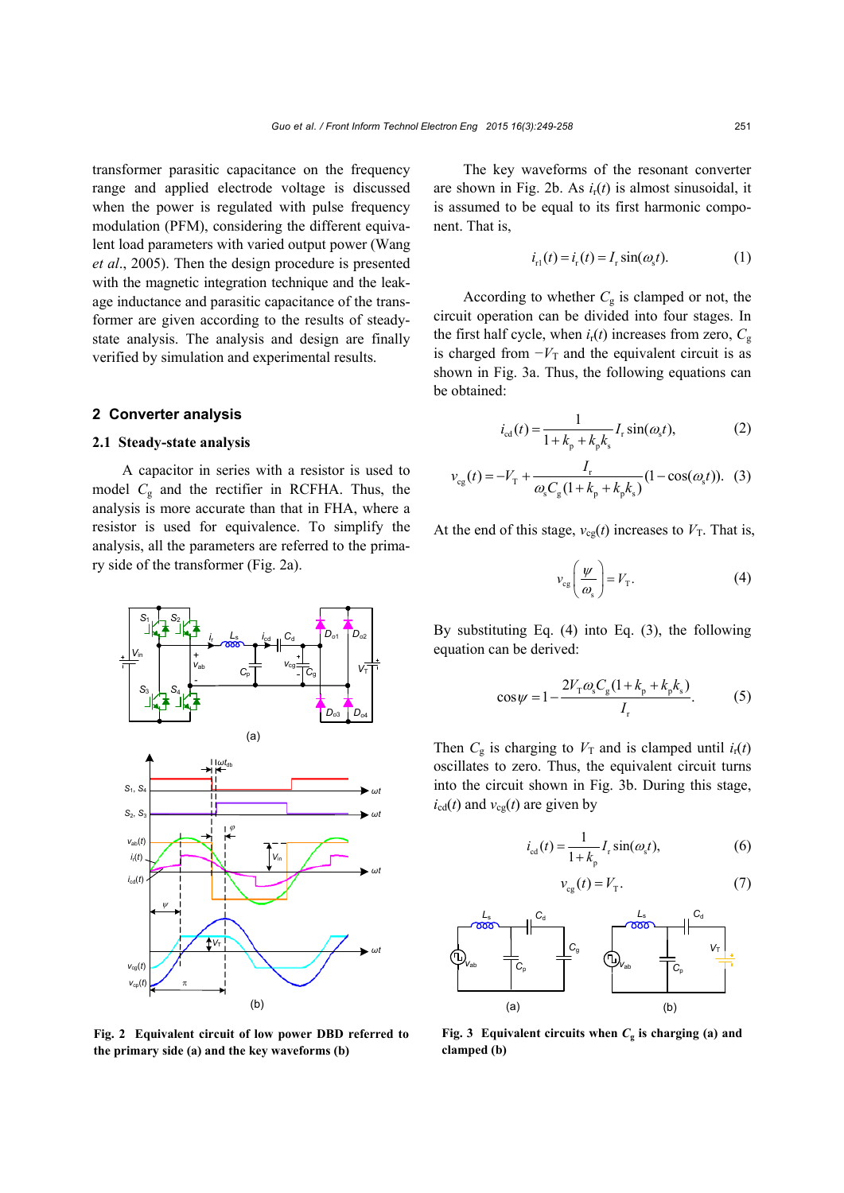transformer parasitic capacitance on the frequency range and applied electrode voltage is discussed when the power is regulated with pulse frequency modulation (PFM), considering the different equivalent load parameters with varied output power (Wang *et al*., 2005). Then the design procedure is presented with the magnetic integration technique and the leakage inductance and parasitic capacitance of the transformer are given according to the results of steady-state analysis. The analysis and design are finally verified by simulation and experimental results.

## 2 Converter analysis

### 2.1 Steady-state analysis

A capacitor in series with a resistor is used to model $C_g$ and the rectifier in RCFHA. Thus, the analysis is more accurate than that in FHA, where a resistor is used for equivalence. To simplify the analysis, all the parameters are referred to the primary side of the transformer (Fig. 2a).

Fig. 2 Equivalent circuit of low power DBD referred to the primary side (a) and the key waveforms (b)

The key waveforms of the resonant converter are shown in Fig. 2b. As $i_r(t)$ is almost sinusoidal, it is assumed to be equal to its first harmonic component. That is,

$$i_{r1}(t) = i_r(t) = I_r \sin(\omega_s t). \tag{1}$$

According to whether $C_g$ is clamped or not, the circuit operation can be divided into four stages. In the first half cycle, when $i_r(t)$ increases from zero, $C_g$ is charged from $-V_T$ and the equivalent circuit is as shown in Fig. 3a. Thus, the following equations can be obtained:

$$i_{cd}(t) = \frac{1}{1+k_p+k_p k_s} I_r \sin(\omega_s t), \tag{2}$$

$$v_{cg}(t) = -V_T + \frac{I_r}{\omega_s C_g (1+k_p+k_p k_s)} (1-\cos(\omega_s t)). \tag{3}$$

At the end of this stage, $v_{cg}(t)$ increases to $V_T$. That is,

$$v_{cg}\left(\frac{\psi}{\omega_s}\right) = V_T. \tag{4}$$

By substituting Eq. (4) into Eq. (3), the following equation can be derived:

$$\cos\psi = 1 - \frac{2V_T \omega_s C_g (1+k_p+k_p k_s)}{I_r}. \tag{5}$$

Then $C_g$ is charging to $V_T$ and is clamped until $i_r(t)$ oscillates to zero. Thus, the equivalent circuit turns into the circuit shown in Fig. 3b. During this stage, $i_{cd}(t)$ and $v_{cg}(t)$ are given by

$$i_{cd}(t) = \frac{1}{1+k_p} I_r \sin(\omega_s t), \tag{6}$$

$$v_{cg}(t) = V_T. \tag{7}$$

Fig. 3 Equivalent circuits when $C_g$ is charging (a) and clamped (b)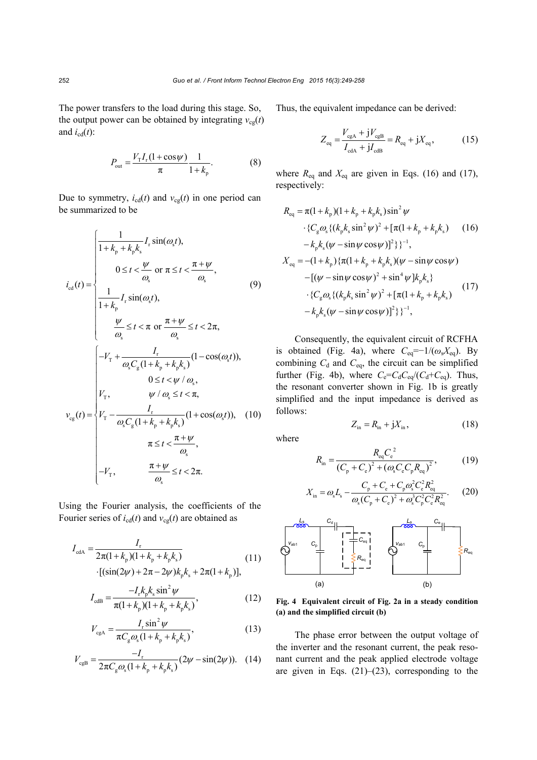The power transfers to the load during this stage. So, the output power can be obtained by integrating $v_{cg}(t)$ and $i_{cd}(t)$:

$$P_{out} = \frac{V_T I_r (1+\cos\psi)}{\pi} \frac{1}{1+k_p}. \tag{8}$$

Due to symmetry, $i_{cd}(t)$ and $v_{cg}(t)$ in one period can be summarized to be

$$i_{cd}(t) = \begin{cases} \dfrac{1}{1+k_p+k_p k_s} I_r \sin(\omega_s t), \\ \qquad 0 \le t < \dfrac{\psi}{\omega_s} \text{ or } \pi \le t < \dfrac{\pi+\psi}{\omega_s}, \\ \dfrac{1}{1+k_p} I_r \sin(\omega_s t), \\ \qquad \dfrac{\psi}{\omega_s} \le t < \pi \text{ or } \dfrac{\pi+\psi}{\omega_s} \le t < 2\pi, \end{cases} \tag{9}$$

$$v_{cg}(t) = \begin{cases} -V_T + \dfrac{I_r}{\omega_s C_g (1+k_p+k_p k_s)}(1-\cos(\omega_s t)), \\ \qquad 0 \le t < \psi/\omega_s, \\ V_T, \qquad \psi/\omega_s \le t < \pi, \\ V_T - \dfrac{I_r}{\omega_s C_g (1+k_p+k_p k_s)}(1+\cos(\omega_s t)), \\ \qquad \pi \le t < \dfrac{\pi+\psi}{\omega_s}, \\ -V_T, \qquad \dfrac{\pi+\psi}{\omega_s} \le t < 2\pi. \end{cases} \tag{10}$$

Using the Fourier analysis, the coefficients of the Fourier series of $i_{cd}(t)$ and $v_{cg}(t)$ are obtained as

$$I_{cdA} = \frac{I_r}{2\pi(1+k_p)(1+k_p+k_p k_s)} \cdot [(\sin(2\psi)+2\pi-2\psi)k_p k_s + 2\pi(1+k_p)], \tag{11}$$

$$I_{cdB} = \frac{-I_r k_p k_s \sin^2\psi}{\pi(1+k_p)(1+k_p+k_p k_s)}, \tag{12}$$

$$V_{cgA} = \frac{I_r \sin^2\psi}{\pi C_g \omega_s (1+k_p+k_p k_s)}, \tag{13}$$

$$V_{cgB} = \frac{-I_r}{2\pi C_g \omega_s (1+k_p+k_p k_s)}(2\psi - \sin(2\psi)). \tag{14}$$

Thus, the equivalent impedance can be derived:

$$Z_{eq} = \frac{V_{cgA} + jV_{cgB}}{I_{cdA} + jI_{cdB}} = R_{eq} + jX_{eq}, \tag{15}$$

where $R_{eq}$ and $X_{eq}$ are given in Eqs. (16) and (17), respectively:

$$\begin{aligned} R_{eq} = {} & \pi(1+k_p)(1+k_p+k_p k_s)\sin^2\psi \\ & \cdot \{C_g \omega_s \{(k_p k_s \sin^2\psi)^2 + [\pi(1+k_p+k_p k_s) \\ & - k_p k_s(\psi - \sin\psi\cos\psi)]^2\}\}^{-1}, \end{aligned} \tag{16}$$

$$\begin{aligned} X_{eq} = {} & -(1+k_p)\{\pi(1+k_p+k_p k_s)(\psi - \sin\psi\cos\psi) \\ & - [(\psi - \sin\psi\cos\psi)^2 + \sin^4\psi]k_p k_s\} \\ & \cdot \{C_g \omega_s \{(k_p k_s \sin^2\psi)^2 + [\pi(1+k_p+k_p k_s) \\ & - k_p k_s(\psi - \sin\psi\cos\psi)]^2\}\}^{-1}, \end{aligned} \tag{17}$$

Consequently, the equivalent circuit of RCFHA is obtained (Fig. 4a), where $C_{eq}=-1/(\omega_s X_{eq})$. By combining $C_d$ and $C_{eq}$, the circuit can be simplified further (Fig. 4b), where $C_e=C_d C_{eq}/(C_d+C_{eq})$. Thus, the resonant converter shown in Fig. 1b is greatly simplified and the input impedance is derived as follows:

$$Z_{in} = R_{in} + jX_{in}, \tag{18}$$

where

$$R_{in} = \frac{R_{eq} C_e^2}{(C_p + C_e)^2 + (\omega_s C_e C_p R_{eq})^2}, \tag{19}$$

$$X_{in} = \omega_s L_s - \frac{C_p + C_e + C_p \omega_s^2 C_e^2 R_{eq}^2}{\omega_s (C_p + C_e)^2 + \omega_s^3 C_p^2 C_e^2 R_{eq}^2}. \tag{20}$$

**Fig. 4 Equivalent circuit of Fig. 2a in a steady condition (a) and the simplified circuit (b)**

The phase error between the output voltage of the inverter and the resonant current, the peak resonant current and the peak applied electrode voltage are given in Eqs. (21)–(23), corresponding to the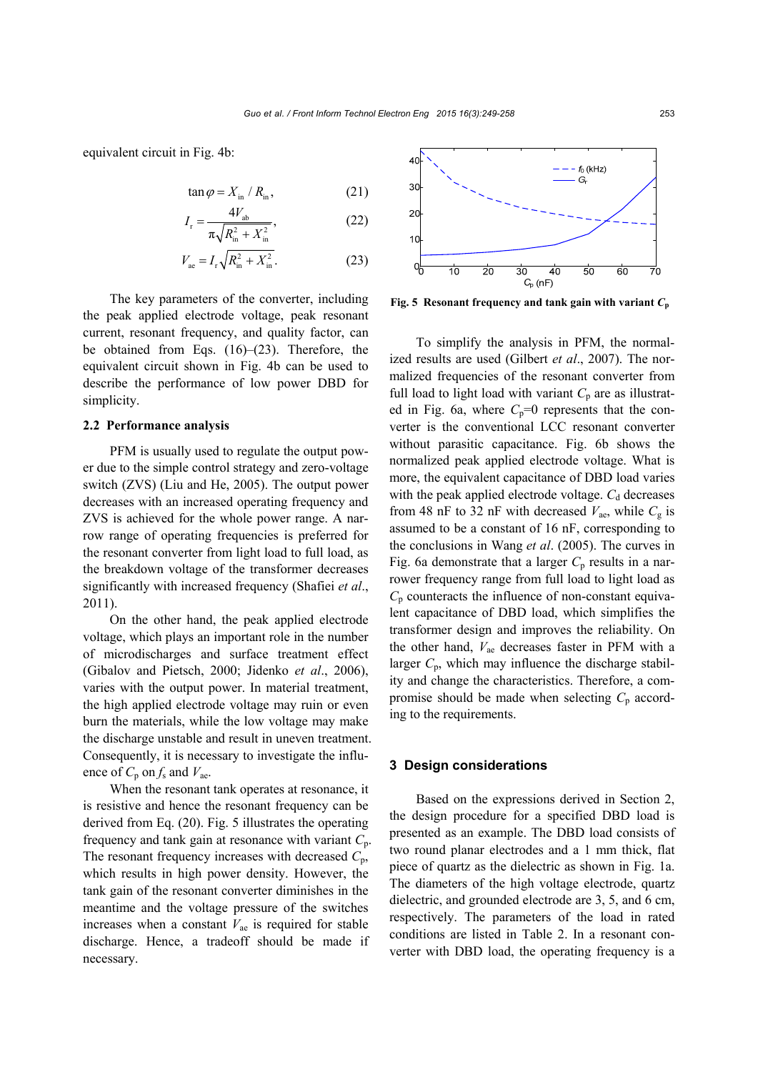equivalent circuit in Fig. 4b:

$$\tan\varphi = X_{\text{in}} / R_{\text{in}}, \tag{21}$$

$$I_{\text{r}} = \frac{4V_{\text{ab}}}{\pi\sqrt{R_{\text{in}}^2 + X_{\text{in}}^2}}, \tag{22}$$

$$V_{\text{ae}} = I_{\text{r}}\sqrt{R_{\text{in}}^2 + X_{\text{in}}^2}. \tag{23}$$

The key parameters of the converter, including the peak applied electrode voltage, peak resonant current, resonant frequency, and quality factor, can be obtained from Eqs. (16)–(23). Therefore, the equivalent circuit shown in Fig. 4b can be used to describe the performance of low power DBD for simplicity.

### 2.2 Performance analysis

PFM is usually used to regulate the output power due to the simple control strategy and zero-voltage switch (ZVS) (Liu and He, 2005). The output power decreases with an increased operating frequency and ZVS is achieved for the whole power range. A narrow range of operating frequencies is preferred for the resonant converter from light load to full load, as the breakdown voltage of the transformer decreases significantly with increased frequency (Shafiei *et al*., 2011).

On the other hand, the peak applied electrode voltage, which plays an important role in the number of microdischarges and surface treatment effect (Gibalov and Pietsch, 2000; Jidenko *et al*., 2006), varies with the output power. In material treatment, the high applied electrode voltage may ruin or even burn the materials, while the low voltage may make the discharge unstable and result in uneven treatment. Consequently, it is necessary to investigate the influence of $C_{\text{p}}$ on $f_{\text{s}}$ and $V_{\text{ae}}$.

When the resonant tank operates at resonance, it is resistive and hence the resonant frequency can be derived from Eq. (20). Fig. 5 illustrates the operating frequency and tank gain at resonance with variant $C_{\text{p}}$. The resonant frequency increases with decreased $C_{\text{p}}$, which results in high power density. However, the tank gain of the resonant converter diminishes in the meantime and the voltage pressure of the switches increases when a constant $V_{\text{ae}}$ is required for stable discharge. Hence, a tradeoff should be made if necessary.

**Fig. 5 Resonant frequency and tank gain with variant $C_{\text{p}}$**

To simplify the analysis in PFM, the normalized results are used (Gilbert *et al*., 2007). The normalized frequencies of the resonant converter from full load to light load with variant $C_{\text{p}}$ are as illustrated in Fig. 6a, where $C_{\text{p}}$=0 represents that the converter is the conventional LCC resonant converter without parasitic capacitance. Fig. 6b shows the normalized peak applied electrode voltage. What is more, the equivalent capacitance of DBD load varies with the peak applied electrode voltage. $C_{\text{d}}$ decreases from 48 nF to 32 nF with decreased $V_{\text{ae}}$, while $C_{\text{g}}$ is assumed to be a constant of 16 nF, corresponding to the conclusions in Wang *et al*. (2005). The curves in Fig. 6a demonstrate that a larger $C_{\text{p}}$ results in a narrower frequency range from full load to light load as $C_{\text{p}}$ counteracts the influence of non-constant equivalent capacitance of DBD load, which simplifies the transformer design and improves the reliability. On the other hand, $V_{\text{ae}}$ decreases faster in PFM with a larger $C_{\text{p}}$, which may influence the discharge stability and change the characteristics. Therefore, a compromise should be made when selecting $C_{\text{p}}$ according to the requirements.

## 3 Design considerations

Based on the expressions derived in Section 2, the design procedure for a specified DBD load is presented as an example. The DBD load consists of two round planar electrodes and a 1 mm thick, flat piece of quartz as the dielectric as shown in Fig. 1a. The diameters of the high voltage electrode, quartz dielectric, and grounded electrode are 3, 5, and 6 cm, respectively. The parameters of the load in rated conditions are listed in Table 2. In a resonant converter with DBD load, the operating frequency is a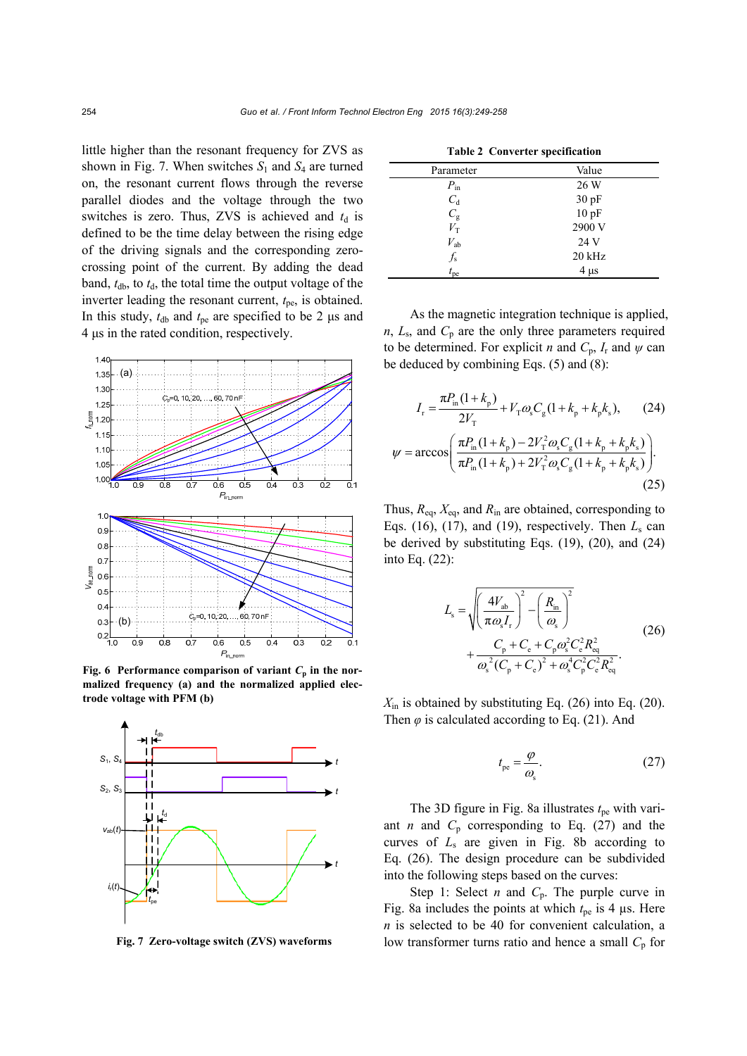little higher than the resonant frequency for ZVS as shown in Fig. 7. When switches $S_1$ and $S_4$ are turned on, the resonant current flows through the reverse parallel diodes and the voltage through the two switches is zero. Thus, ZVS is achieved and $t_d$ is defined to be the time delay between the rising edge of the driving signals and the corresponding zero-crossing point of the current. By adding the dead band, $t_{db}$, to $t_d$, the total time the output voltage of the inverter leading the resonant current, $t_{pe}$, is obtained. In this study, $t_{db}$ and $t_{pe}$ are specified to be 2 μs and 4 μs in the rated condition, respectively.

**Fig. 6 Performance comparison of variant $C_p$ in the normalized frequency (a) and the normalized applied electrode voltage with PFM (b)**

**Fig. 7 Zero-voltage switch (ZVS) waveforms**

**Table 2 Converter specification**

| Parameter | Value |
|---|---|
| $P_{in}$ | 26 W |
| $C_d$ | 30 pF |
| $C_g$ | 10 pF |
| $V_T$ | 2900 V |
| $V_{ab}$ | 24 V |
| $f_s$ | 20 kHz |
| $t_{pe}$ | 4 μs |

As the magnetic integration technique is applied, $n$, $L_s$, and $C_p$ are the only three parameters required to be determined. For explicit $n$ and $C_p$, $I_r$ and $\psi$ can be deduced by combining Eqs. (5) and (8):

$$I_r = \frac{\pi P_{in}(1+k_p)}{2V_T} + V_T\omega_s C_g(1+k_p+k_p k_s), \tag{24}$$

$$\psi = \arccos\left(\frac{\pi P_{in}(1+k_p) - 2V_T^2\omega_s C_g(1+k_p+k_p k_s)}{\pi P_{in}(1+k_p) + 2V_T^2\omega_s C_g(1+k_p+k_p k_s)}\right). \tag{25}$$

Thus, $R_{eq}$, $X_{eq}$, and $R_{in}$ are obtained, corresponding to Eqs. (16), (17), and (19), respectively. Then $L_s$ can be derived by substituting Eqs. (19), (20), and (24) into Eq. (22):

$$L_s = \sqrt{\left(\frac{4V_{ab}}{\pi\omega_s I_r}\right)^2 - \left(\frac{R_{in}}{\omega_s}\right)^2} + \frac{C_p + C_e + C_p\omega_s^2 C_e^2 R_{eq}^2}{\omega_s^2(C_p+C_e)^2 + \omega_s^4 C_p^2 C_e^2 R_{eq}^2}. \tag{26}$$

$X_{in}$ is obtained by substituting Eq. (26) into Eq. (20). Then $\varphi$ is calculated according to Eq. (21). And

$$t_{pe} = \frac{\varphi}{\omega_s}. \tag{27}$$

The 3D figure in Fig. 8a illustrates $t_{pe}$ with variant $n$ and $C_p$ corresponding to Eq. (27) and the curves of $L_s$ are given in Fig. 8b according to Eq. (26). The design procedure can be subdivided into the following steps based on the curves:

Step 1: Select $n$ and $C_p$. The purple curve in Fig. 8a includes the points at which $t_{pe}$ is 4 μs. Here $n$ is selected to be 40 for convenient calculation, a low transformer turns ratio and hence a small $C_p$ for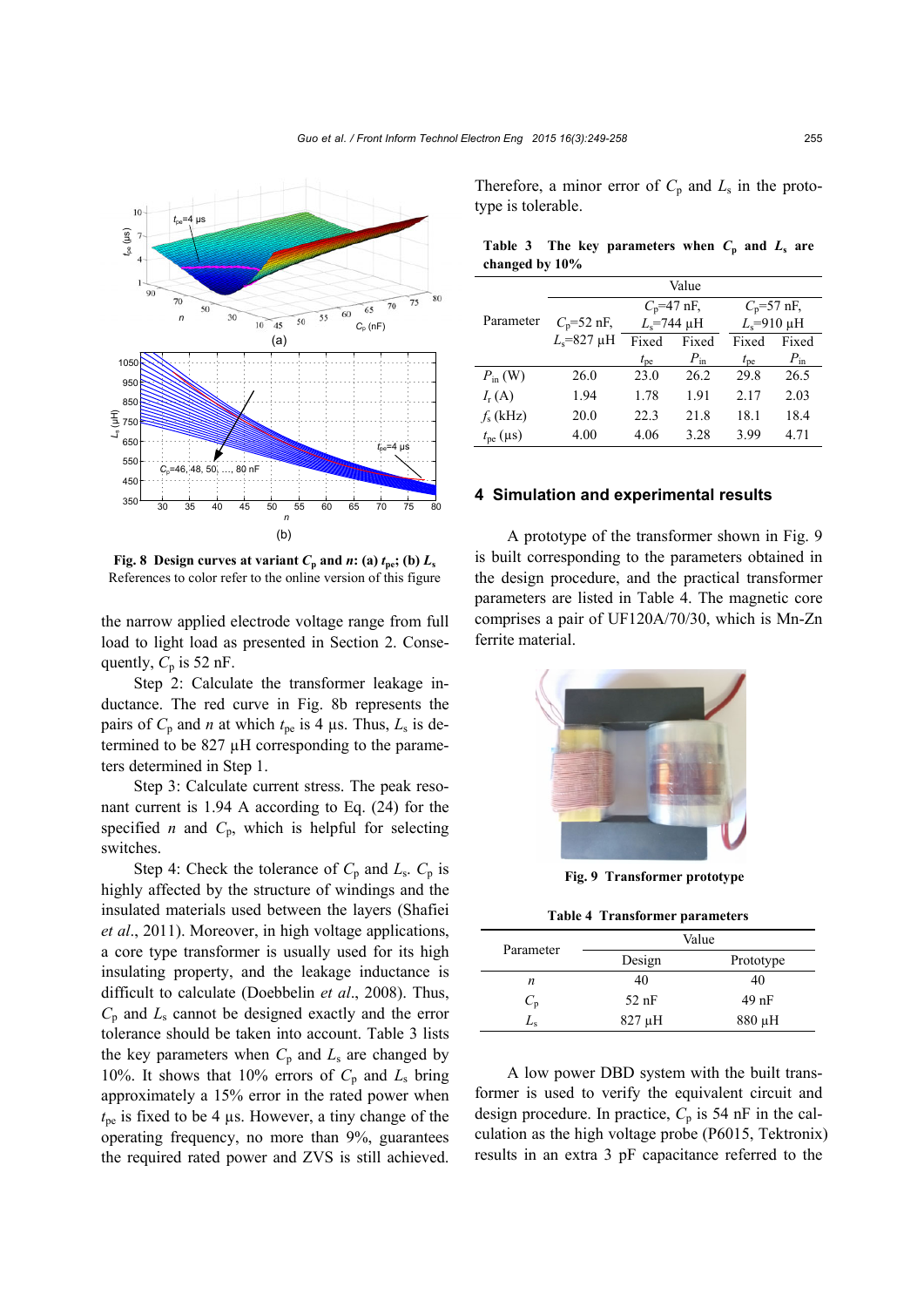Fig. 8 Design curves at variant $C_p$ and $n$: (a) $t_{pe}$; (b) $L_s$
References to color refer to the online version of this figure

the narrow applied electrode voltage range from full load to light load as presented in Section 2. Consequently, $C_p$ is 52 nF.

Step 2: Calculate the transformer leakage inductance. The red curve in Fig. 8b represents the pairs of $C_p$ and $n$ at which $t_{pe}$ is 4 μs. Thus, $L_s$ is determined to be 827 μH corresponding to the parameters determined in Step 1.

Step 3: Calculate current stress. The peak resonant current is 1.94 A according to Eq. (24) for the specified $n$ and $C_p$, which is helpful for selecting switches.

Step 4: Check the tolerance of $C_p$ and $L_s$. $C_p$ is highly affected by the structure of windings and the insulated materials used between the layers (Shafiei *et al*., 2011). Moreover, in high voltage applications, a core type transformer is usually used for its high insulating property, and the leakage inductance is difficult to calculate (Doebbelin *et al*., 2008). Thus, $C_p$ and $L_s$ cannot be designed exactly and the error tolerance should be taken into account. Table 3 lists the key parameters when $C_p$ and $L_s$ are changed by 10%. It shows that 10% errors of $C_p$ and $L_s$ bring approximately a 15% error in the rated power when $t_{pe}$ is fixed to be 4 μs. However, a tiny change of the operating frequency, no more than 9%, guarantees the required rated power and ZVS is still achieved. Therefore, a minor error of $C_p$ and $L_s$ in the prototype is tolerable.

**Table 3 The key parameters when $C_p$ and $L_s$ are changed by 10%**

| Parameter | Value | | | | |
|---|---|---|---|---|---|
| | $C_p$=52 nF, $L_s$=827 μH | $C_p$=47 nF, $L_s$=744 μH | | $C_p$=57 nF, $L_s$=910 μH | |
| | | Fixed $t_{pe}$ | Fixed $P_{in}$ | Fixed $t_{pe}$ | Fixed $P_{in}$ |
| $P_{in}$ (W) | 26.0 | 23.0 | 26.2 | 29.8 | 26.5 |
| $I_r$ (A) | 1.94 | 1.78 | 1.91 | 2.17 | 2.03 |
| $f_s$ (kHz) | 20.0 | 22.3 | 21.8 | 18.1 | 18.4 |
| $t_{pe}$ (μs) | 4.00 | 4.06 | 3.28 | 3.99 | 4.71 |

## 4 Simulation and experimental results

A prototype of the transformer shown in Fig. 9 is built corresponding to the parameters obtained in the design procedure, and the practical transformer parameters are listed in Table 4. The magnetic core comprises a pair of UF120A/70/30, which is Mn-Zn ferrite material.

Fig. 9 Transformer prototype

**Table 4 Transformer parameters**

| Parameter | Value | |
|---|---|---|
| | Design | Prototype |
| $n$ | 40 | 40 |
| $C_p$ | 52 nF | 49 nF |
| $L_s$ | 827 μH | 880 μH |

A low power DBD system with the built transformer is used to verify the equivalent circuit and design procedure. In practice, $C_p$ is 54 nF in the calculation as the high voltage probe (P6015, Tektronix) results in an extra 3 pF capacitance referred to the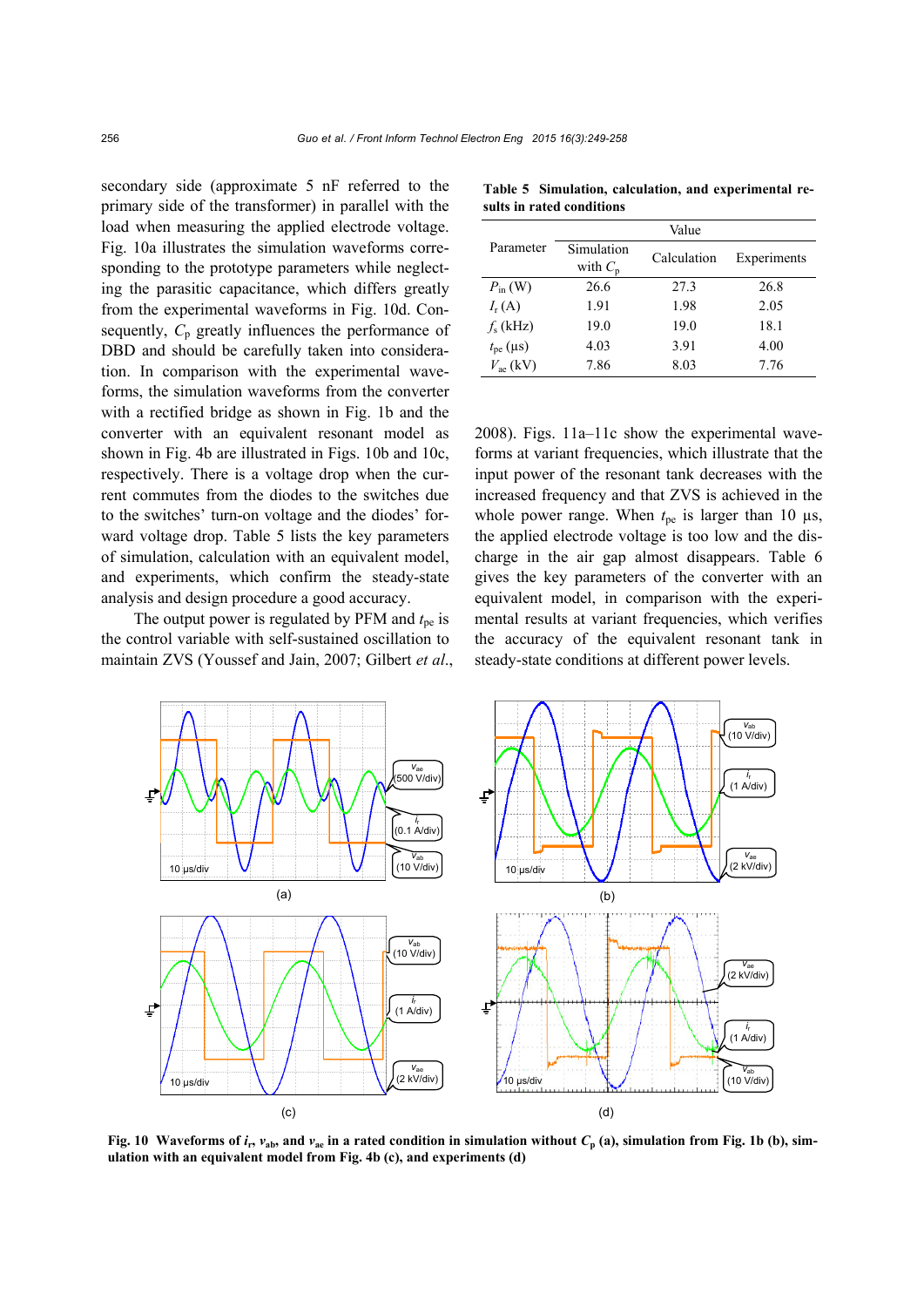secondary side (approximate 5 nF referred to the primary side of the transformer) in parallel with the load when measuring the applied electrode voltage. Fig. 10a illustrates the simulation waveforms corresponding to the prototype parameters while neglecting the parasitic capacitance, which differs greatly from the experimental waveforms in Fig. 10d. Consequently, $C_p$ greatly influences the performance of DBD and should be carefully taken into consideration. In comparison with the experimental waveforms, the simulation waveforms from the converter with a rectified bridge as shown in Fig. 1b and the converter with an equivalent resonant model as shown in Fig. 4b are illustrated in Figs. 10b and 10c, respectively. There is a voltage drop when the current commutes from the diodes to the switches due to the switches' turn-on voltage and the diodes' forward voltage drop. Table 5 lists the key parameters of simulation, calculation with an equivalent model, and experiments, which confirm the steady-state analysis and design procedure a good accuracy.

The output power is regulated by PFM and $t_{pe}$ is the control variable with self-sustained oscillation to maintain ZVS (Youssef and Jain, 2007; Gilbert *et al.*, 2008). Figs. 11a–11c show the experimental waveforms at variant frequencies, which illustrate that the input power of the resonant tank decreases with the increased frequency and that ZVS is achieved in the whole power range. When $t_{pe}$ is larger than 10 μs, the applied electrode voltage is too low and the discharge in the air gap almost disappears. Table 6 gives the key parameters of the converter with an equivalent model, in comparison with the experimental results at variant frequencies, which verifies the accuracy of the equivalent resonant tank in steady-state conditions at different power levels.

**Table 5 Simulation, calculation, and experimental results in rated conditions**

| Parameter | Value | | |
|---|---|---|---|
| | Simulation with $C_p$ | Calculation | Experiments |
| $P_{in}$ (W) | 26.6 | 27.3 | 26.8 |
| $I_r$ (A) | 1.91 | 1.98 | 2.05 |
| $f_s$ (kHz) | 19.0 | 19.0 | 18.1 |
| $t_{pe}$ (μs) | 4.03 | 3.91 | 4.00 |
| $V_{ae}$ (kV) | 7.86 | 8.03 | 7.76 |

**Fig. 10 Waveforms of $i_r$, $v_{ab}$, and $v_{ae}$ in a rated condition in simulation without $C_p$ (a), simulation from Fig. 1b (b), simulation with an equivalent model from Fig. 4b (c), and experiments (d)**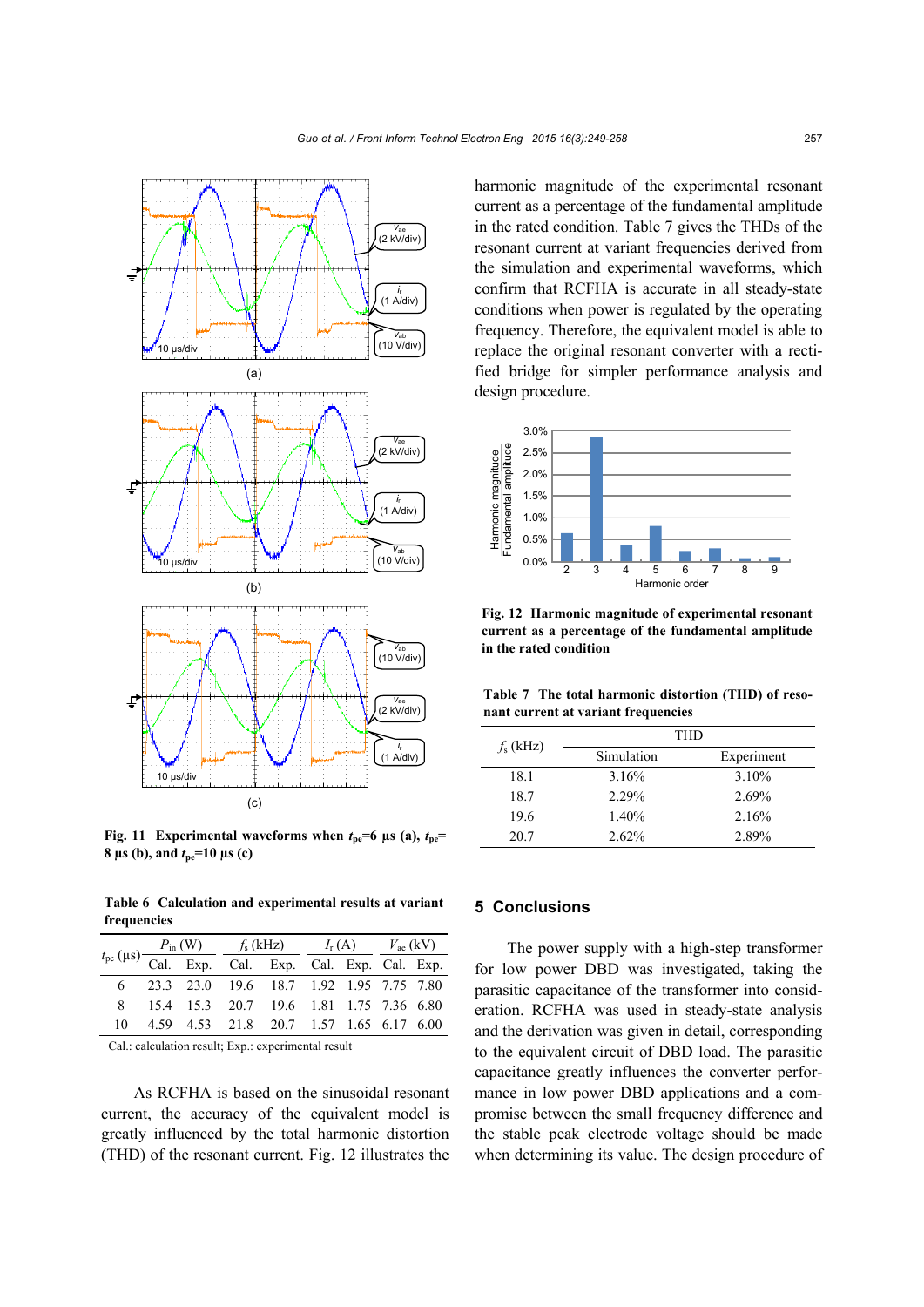Fig. 11 Experimental waveforms when $t_{pe}$=6 μs (a), $t_{pe}$=8 μs (b), and $t_{pe}$=10 μs (c)

Table 6 Calculation and experimental results at variant frequencies

| $t_{pe}$ (μs) | $P_{in}$ (W) | | $f_s$ (kHz) | | $I_r$ (A) | | $V_{ae}$ (kV) | |
|---|---|---|---|---|---|---|---|---|
| | Cal. | Exp. | Cal. | Exp. | Cal. | Exp. | Cal. | Exp. |
| 6 | 23.3 | 23.0 | 19.6 | 18.7 | 1.92 | 1.95 | 7.75 | 7.80 |
| 8 | 15.4 | 15.3 | 20.7 | 19.6 | 1.81 | 1.75 | 7.36 | 6.80 |
| 10 | 4.59 | 4.53 | 21.8 | 20.7 | 1.57 | 1.65 | 6.17 | 6.00 |

Cal.: calculation result; Exp.: experimental result

As RCFHA is based on the sinusoidal resonant current, the accuracy of the equivalent model is greatly influenced by the total harmonic distortion (THD) of the resonant current. Fig. 12 illustrates the harmonic magnitude of the experimental resonant current as a percentage of the fundamental amplitude in the rated condition. Table 7 gives the THDs of the resonant current at variant frequencies derived from the simulation and experimental waveforms, which confirm that RCFHA is accurate in all steady-state conditions when power is regulated by the operating frequency. Therefore, the equivalent model is able to replace the original resonant converter with a rectified bridge for simpler performance analysis and design procedure.

Fig. 12 Harmonic magnitude of experimental resonant current as a percentage of the fundamental amplitude in the rated condition

Table 7 The total harmonic distortion (THD) of resonant current at variant frequencies

| $f_s$ (kHz) | THD | |
|---|---|---|
| | Simulation | Experiment |
| 18.1 | 3.16% | 3.10% |
| 18.7 | 2.29% | 2.69% |
| 19.6 | 1.40% | 2.16% |
| 20.7 | 2.62% | 2.89% |

## 5 Conclusions

The power supply with a high-step transformer for low power DBD was investigated, taking the parasitic capacitance of the transformer into consideration. RCFHA was used in steady-state analysis and the derivation was given in detail, corresponding to the equivalent circuit of DBD load. The parasitic capacitance greatly influences the converter performance in low power DBD applications and a compromise between the small frequency difference and the stable peak electrode voltage should be made when determining its value. The design procedure of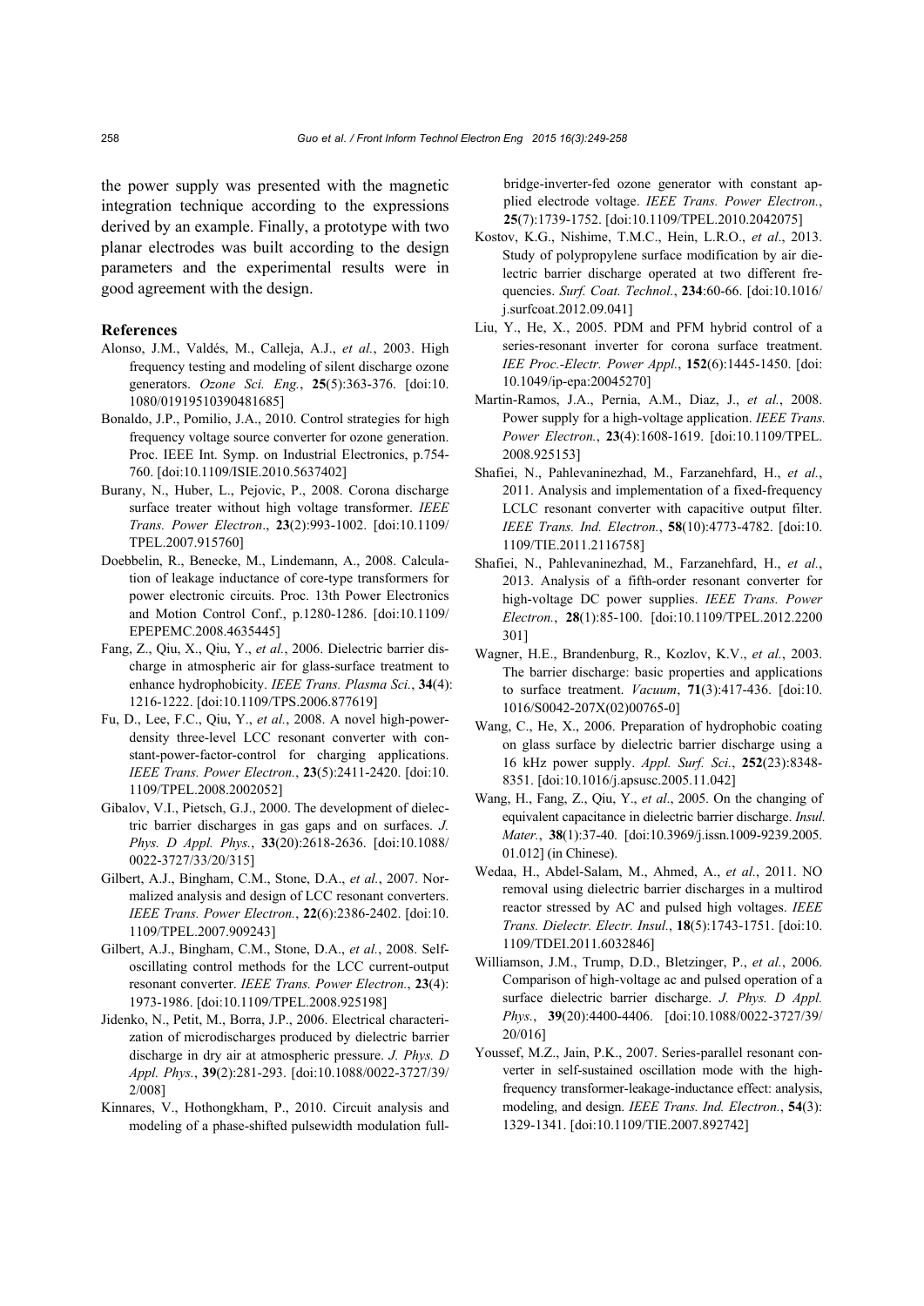the power supply was presented with the magnetic integration technique according to the expressions derived by an example. Finally, a prototype with two planar electrodes was built according to the design parameters and the experimental results were in good agreement with the design.

## References

Alonso, J.M., Valdés, M., Calleja, A.J., *et al.*, 2003. High frequency testing and modeling of silent discharge ozone generators. *Ozone Sci. Eng.*, **25**(5):363-376. [doi:10.1080/01919510390481685]

Bonaldo, J.P., Pomilio, J.A., 2010. Control strategies for high frequency voltage source converter for ozone generation. Proc. IEEE Int. Symp. on Industrial Electronics, p.754-760. [doi:10.1109/ISIE.2010.5637402]

Burany, N., Huber, L., Pejovic, P., 2008. Corona discharge surface treater without high voltage transformer. *IEEE Trans. Power Electron*., **23**(2):993-1002. [doi:10.1109/TPEL.2007.915760]

Doebbelin, R., Benecke, M., Lindemann, A., 2008. Calculation of leakage inductance of core-type transformers for power electronic circuits. Proc. 13th Power Electronics and Motion Control Conf., p.1280-1286. [doi:10.1109/EPEPEMC.2008.4635445]

Fang, Z., Qiu, X., Qiu, Y., *et al.*, 2006. Dielectric barrier discharge in atmospheric air for glass-surface treatment to enhance hydrophobicity. *IEEE Trans. Plasma Sci.*, **34**(4):1216-1222. [doi:10.1109/TPS.2006.877619]

Fu, D., Lee, F.C., Qiu, Y., *et al.*, 2008. A novel high-power-density three-level LCC resonant converter with constant-power-factor-control for charging applications. *IEEE Trans. Power Electron.*, **23**(5):2411-2420. [doi:10.1109/TPEL.2008.2002052]

Gibalov, V.I., Pietsch, G.J., 2000. The development of dielectric barrier discharges in gas gaps and on surfaces. *J. Phys. D Appl. Phys.*, **33**(20):2618-2636. [doi:10.1088/0022-3727/33/20/315]

Gilbert, A.J., Bingham, C.M., Stone, D.A., *et al.*, 2007. Normalized analysis and design of LCC resonant converters. *IEEE Trans. Power Electron.*, **22**(6):2386-2402. [doi:10.1109/TPEL.2007.909243]

Gilbert, A.J., Bingham, C.M., Stone, D.A., *et al.*, 2008. Self-oscillating control methods for the LCC current-output resonant converter. *IEEE Trans. Power Electron.*, **23**(4):1973-1986. [doi:10.1109/TPEL.2008.925198]

Jidenko, N., Petit, M., Borra, J.P., 2006. Electrical characterization of microdischarges produced by dielectric barrier discharge in dry air at atmospheric pressure. *J. Phys. D Appl. Phys.*, **39**(2):281-293. [doi:10.1088/0022-3727/39/2/008]

Kinnares, V., Hothongkham, P., 2010. Circuit analysis and modeling of a phase-shifted pulsewidth modulation full-bridge-inverter-fed ozone generator with constant applied electrode voltage. *IEEE Trans. Power Electron.*, **25**(7):1739-1752. [doi:10.1109/TPEL.2010.2042075]

Kostov, K.G., Nishime, T.M.C., Hein, L.R.O., *et al.*, 2013. Study of polypropylene surface modification by air dielectric barrier discharge operated at two different frequencies. *Surf. Coat. Technol.*, **234**:60-66. [doi:10.1016/j.surfcoat.2012.09.041]

Liu, Y., He, X., 2005. PDM and PFM hybrid control of a series-resonant inverter for corona surface treatment. *IEE Proc.-Electr. Power Appl.*, **152**(6):1445-1450. [doi:10.1049/ip-epa:20045270]

Martin-Ramos, J.A., Pernia, A.M., Diaz, J., *et al.*, 2008. Power supply for a high-voltage application. *IEEE Trans. Power Electron.*, **23**(4):1608-1619. [doi:10.1109/TPEL.2008.925153]

Shafiei, N., Pahlevaninezhad, M., Farzanehfard, H., *et al.*, 2011. Analysis and implementation of a fixed-frequency LCLC resonant converter with capacitive output filter. *IEEE Trans. Ind. Electron.*, **58**(10):4773-4782. [doi:10.1109/TIE.2011.2116758]

Shafiei, N., Pahlevaninezhad, M., Farzanehfard, H., *et al.*, 2013. Analysis of a fifth-order resonant converter for high-voltage DC power supplies. *IEEE Trans. Power Electron.*, **28**(1):85-100. [doi:10.1109/TPEL.2012.2200301]

Wagner, H.E., Brandenburg, R., Kozlov, K.V., *et al.*, 2003. The barrier discharge: basic properties and applications to surface treatment. *Vacuum*, **71**(3):417-436. [doi:10.1016/S0042-207X(02)00765-0]

Wang, C., He, X., 2006. Preparation of hydrophobic coating on glass surface by dielectric barrier discharge using a 16 kHz power supply. *Appl. Surf. Sci.*, **252**(23):8348-8351. [doi:10.1016/j.apsusc.2005.11.042]

Wang, H., Fang, Z., Qiu, Y., *et al*., 2005. On the changing of equivalent capacitance in dielectric barrier discharge. *Insul. Mater.*, **38**(1):37-40. [doi:10.3969/j.issn.1009-9239.2005.01.012] (in Chinese).

Wedaa, H., Abdel-Salam, M., Ahmed, A., *et al.*, 2011. NO removal using dielectric barrier discharges in a multirod reactor stressed by AC and pulsed high voltages. *IEEE Trans. Dielectr. Electr. Insul.*, **18**(5):1743-1751. [doi:10.1109/TDEI.2011.6032846]

Williamson, J.M., Trump, D.D., Bletzinger, P., *et al.*, 2006. Comparison of high-voltage ac and pulsed operation of a surface dielectric barrier discharge. *J. Phys. D Appl. Phys.*, **39**(20):4400-4406. [doi:10.1088/0022-3727/39/20/016]

Youssef, M.Z., Jain, P.K., 2007. Series-parallel resonant converter in self-sustained oscillation mode with the high-frequency transformer-leakage-inductance effect: analysis, modeling, and design. *IEEE Trans. Ind. Electron.*, **54**(3):1329-1341. [doi:10.1109/TIE.2007.892742]